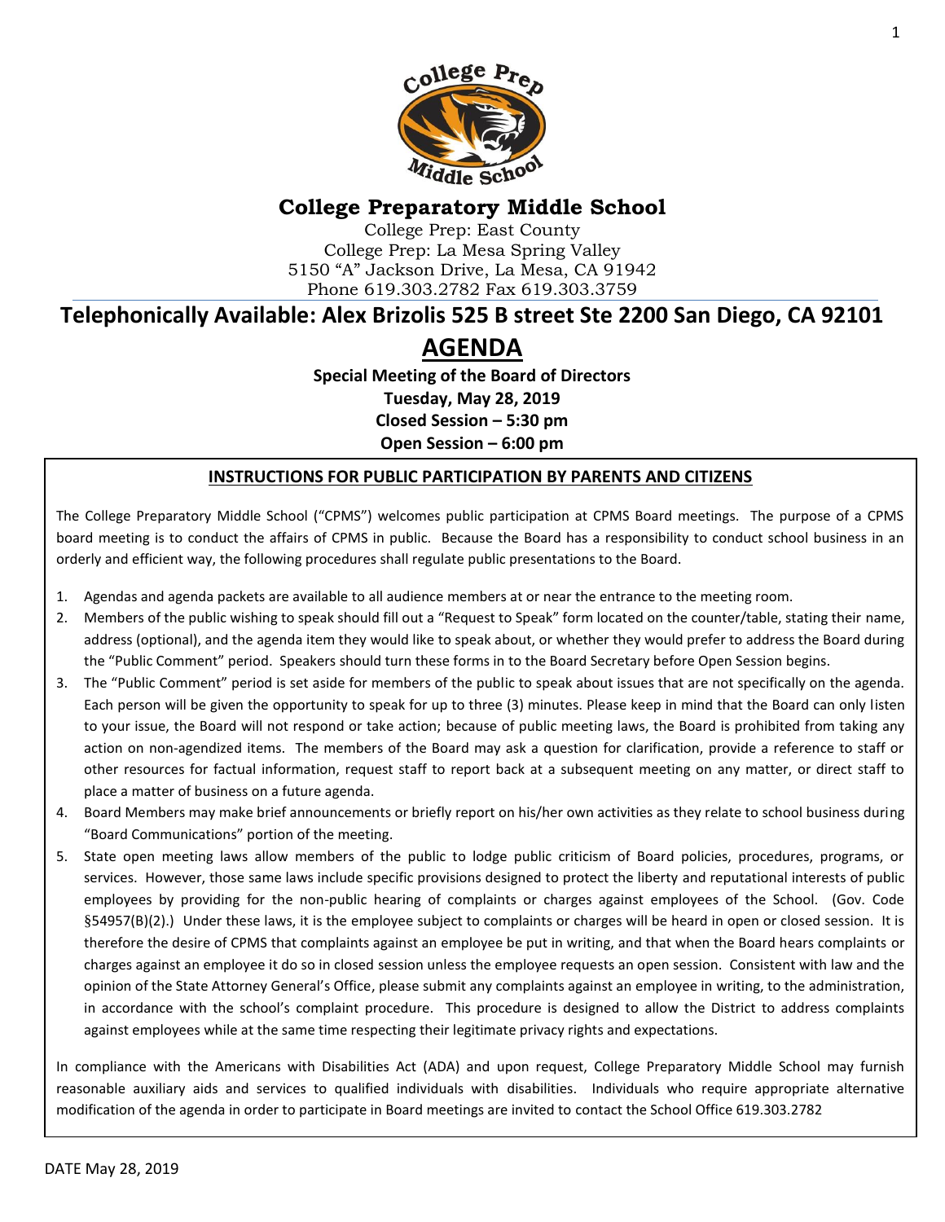# College Preparatory Middle School

College Prep: East County
College Prep: La Mesa Spring Valley
5150 "A" Jackson Drive, La Mesa, CA 91942
Phone 619.303.2782 Fax 619.303.3759

**Telephonically Available: Alex Brizolis 525 B street Ste 2200 San Diego, CA 92101**

# AGENDA

**Special Meeting of the Board of Directors**
**Tuesday, May 28, 2019**
**Closed Session – 5:30 pm**
**Open Session – 6:00 pm**

## INSTRUCTIONS FOR PUBLIC PARTICIPATION BY PARENTS AND CITIZENS

The College Preparatory Middle School ("CPMS") welcomes public participation at CPMS Board meetings. The purpose of a CPMS board meeting is to conduct the affairs of CPMS in public. Because the Board has a responsibility to conduct school business in an orderly and efficient way, the following procedures shall regulate public presentations to the Board.

1. Agendas and agenda packets are available to all audience members at or near the entrance to the meeting room.
2. Members of the public wishing to speak should fill out a "Request to Speak" form located on the counter/table, stating their name, address (optional), and the agenda item they would like to speak about, or whether they would prefer to address the Board during the "Public Comment" period. Speakers should turn these forms in to the Board Secretary before Open Session begins.
3. The "Public Comment" period is set aside for members of the public to speak about issues that are not specifically on the agenda. Each person will be given the opportunity to speak for up to three (3) minutes. Please keep in mind that the Board can only listen to your issue, the Board will not respond or take action; because of public meeting laws, the Board is prohibited from taking any action on non-agendized items. The members of the Board may ask a question for clarification, provide a reference to staff or other resources for factual information, request staff to report back at a subsequent meeting on any matter, or direct staff to place a matter of business on a future agenda.
4. Board Members may make brief announcements or briefly report on his/her own activities as they relate to school business during "Board Communications" portion of the meeting.
5. State open meeting laws allow members of the public to lodge public criticism of Board policies, procedures, programs, or services. However, those same laws include specific provisions designed to protect the liberty and reputational interests of public employees by providing for the non-public hearing of complaints or charges against employees of the School. (Gov. Code §54957(B)(2).) Under these laws, it is the employee subject to complaints or charges will be heard in open or closed session. It is therefore the desire of CPMS that complaints against an employee be put in writing, and that when the Board hears complaints or charges against an employee it do so in closed session unless the employee requests an open session. Consistent with law and the opinion of the State Attorney General's Office, please submit any complaints against an employee in writing, to the administration, in accordance with the school's complaint procedure. This procedure is designed to allow the District to address complaints against employees while at the same time respecting their legitimate privacy rights and expectations.

In compliance with the Americans with Disabilities Act (ADA) and upon request, College Preparatory Middle School may furnish reasonable auxiliary aids and services to qualified individuals with disabilities. Individuals who require appropriate alternative modification of the agenda in order to participate in Board meetings are invited to contact the School Office 619.303.2782

DATE May 28, 2019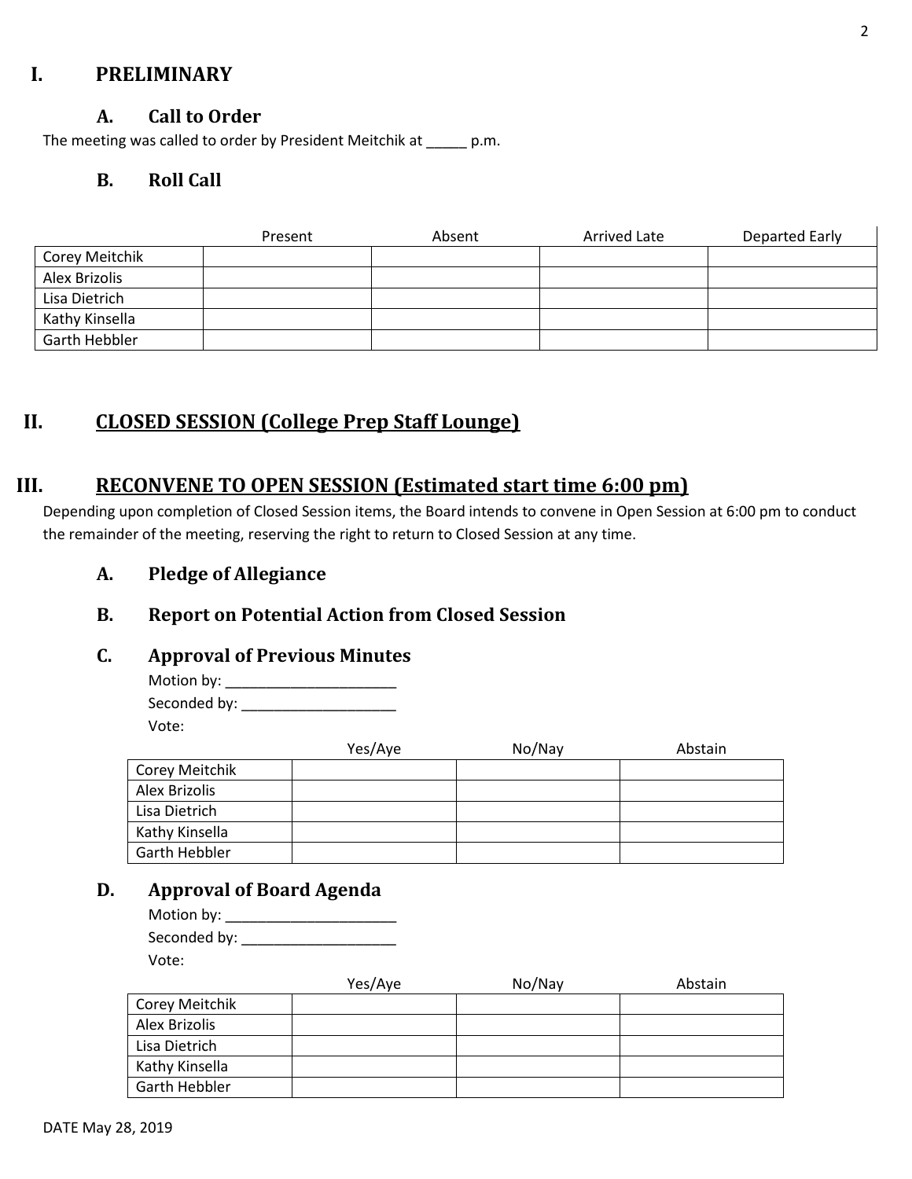# I. PRELIMINARY

## A. Call to Order

The meeting was called to order by President Meitchik at _____ p.m.

## B. Roll Call

| | Present | Absent | Arrived Late | Departed Early |
|---|---|---|---|---|
| Corey Meitchik | | | | |
| Alex Brizolis | | | | |
| Lisa Dietrich | | | | |
| Kathy Kinsella | | | | |
| Garth Hebbler | | | | |

# II. CLOSED SESSION (College Prep Staff Lounge)

# III. RECONVENE TO OPEN SESSION (Estimated start time 6:00 pm)

Depending upon completion of Closed Session items, the Board intends to convene in Open Session at 6:00 pm to conduct the remainder of the meeting, reserving the right to return to Closed Session at any time.

## A. Pledge of Allegiance

## B. Report on Potential Action from Closed Session

## C. Approval of Previous Minutes

Motion by: _____________________

Seconded by: ___________________

Vote:

| | Yes/Aye | No/Nay | Abstain |
|---|---|---|---|
| Corey Meitchik | | | |
| Alex Brizolis | | | |
| Lisa Dietrich | | | |
| Kathy Kinsella | | | |
| Garth Hebbler | | | |

## D. Approval of Board Agenda

Motion by: _____________________

Seconded by: ___________________

Vote:

| | Yes/Aye | No/Nay | Abstain |
|---|---|---|---|
| Corey Meitchik | | | |
| Alex Brizolis | | | |
| Lisa Dietrich | | | |
| Kathy Kinsella | | | |
| Garth Hebbler | | | |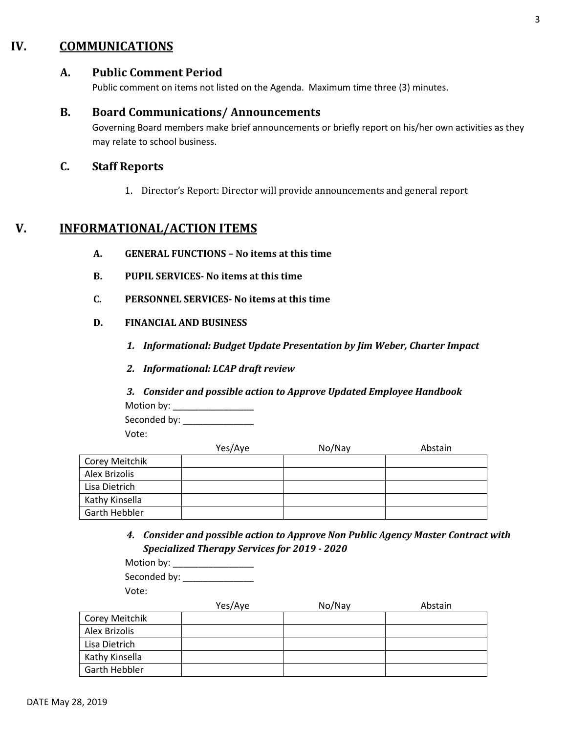## IV. COMMUNICATIONS

### A. Public Comment Period

Public comment on items not listed on the Agenda. Maximum time three (3) minutes.

### B. Board Communications/ Announcements

Governing Board members make brief announcements or briefly report on his/her own activities as they may relate to school business.

### C. Staff Reports

1. Director's Report: Director will provide announcements and general report

## V. INFORMATIONAL/ACTION ITEMS

**A. GENERAL FUNCTIONS – No items at this time**

**B. PUPIL SERVICES- No items at this time**

**C. PERSONNEL SERVICES- No items at this time**

**D. FINANCIAL AND BUSINESS**

1. ***Informational: Budget Update Presentation by Jim Weber, Charter Impact***

2. ***Informational: LCAP draft review***

3. ***Consider and possible action to Approve Updated Employee Handbook***

Motion by: _________________

Seconded by: _______________

Vote:

| | Yes/Aye | No/Nay | Abstain |
|---|---|---|---|
| Corey Meitchik | | | |
| Alex Brizolis | | | |
| Lisa Dietrich | | | |
| Kathy Kinsella | | | |
| Garth Hebbler | | | |

4. ***Consider and possible action to Approve Non Public Agency Master Contract with Specialized Therapy Services for 2019 - 2020***

Motion by: _________________

Seconded by: _______________

Vote:

| | Yes/Aye | No/Nay | Abstain |
|---|---|---|---|
| Corey Meitchik | | | |
| Alex Brizolis | | | |
| Lisa Dietrich | | | |
| Kathy Kinsella | | | |
| Garth Hebbler | | | |

DATE May 28, 2019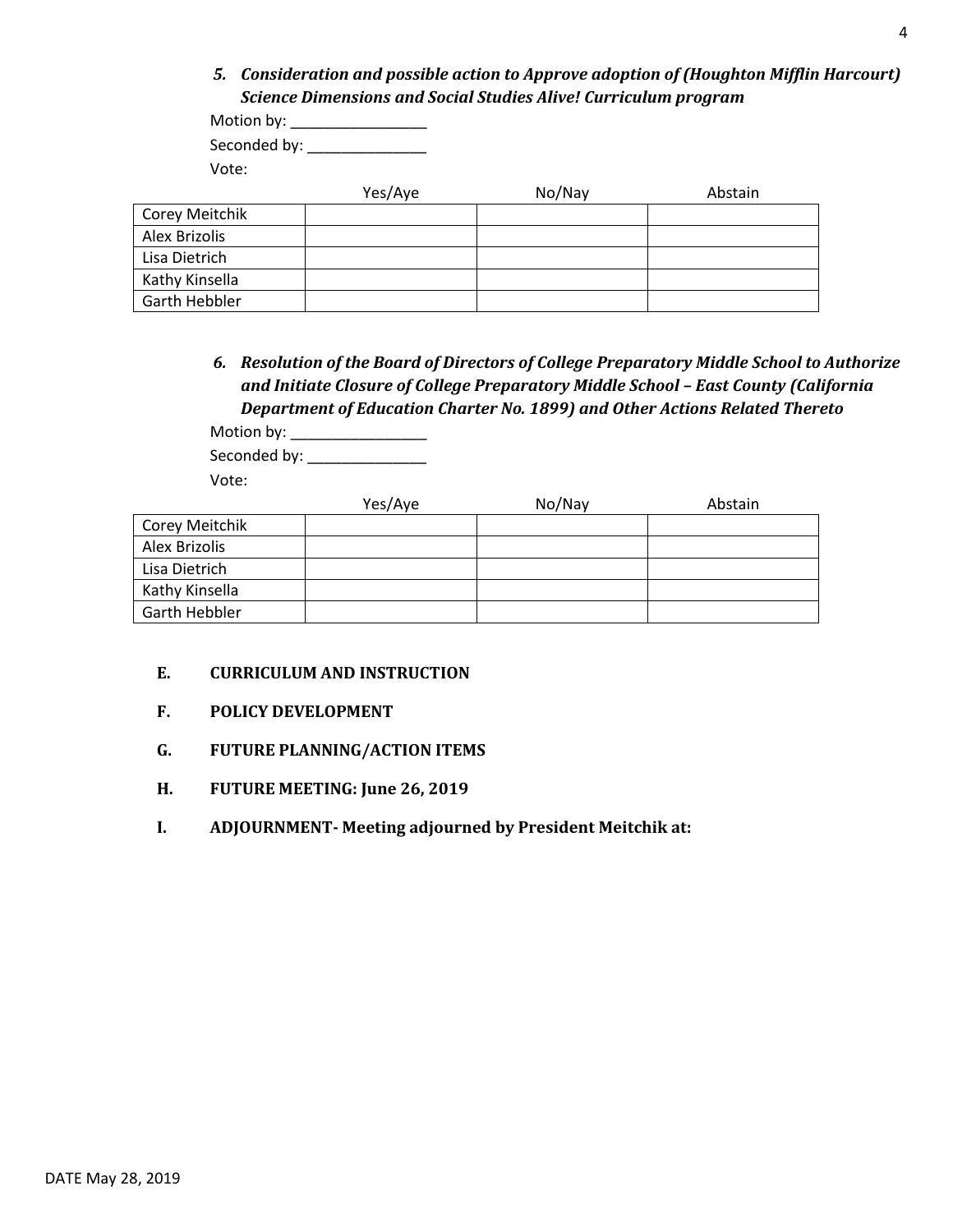5. ***Consideration and possible action to Approve adoption of (Houghton Mifflin Harcourt) Science Dimensions and Social Studies Alive! Curriculum program***

Motion by: ________________

Seconded by: ______________

Vote:

| | Yes/Aye | No/Nay | Abstain |
|---|---|---|---|
| Corey Meitchik | | | |
| Alex Brizolis | | | |
| Lisa Dietrich | | | |
| Kathy Kinsella | | | |
| Garth Hebbler | | | |

6. ***Resolution of the Board of Directors of College Preparatory Middle School to Authorize and Initiate Closure of College Preparatory Middle School – East County (California Department of Education Charter No. 1899) and Other Actions Related Thereto***

Motion by: ________________

Seconded by: ______________

Vote:

| | Yes/Aye | No/Nay | Abstain |
|---|---|---|---|
| Corey Meitchik | | | |
| Alex Brizolis | | | |
| Lisa Dietrich | | | |
| Kathy Kinsella | | | |
| Garth Hebbler | | | |

**E. CURRICULUM AND INSTRUCTION**

**F. POLICY DEVELOPMENT**

**G. FUTURE PLANNING/ACTION ITEMS**

**H. FUTURE MEETING: June 26, 2019**

**I. ADJOURNMENT- Meeting adjourned by President Meitchik at:**

DATE May 28, 2019